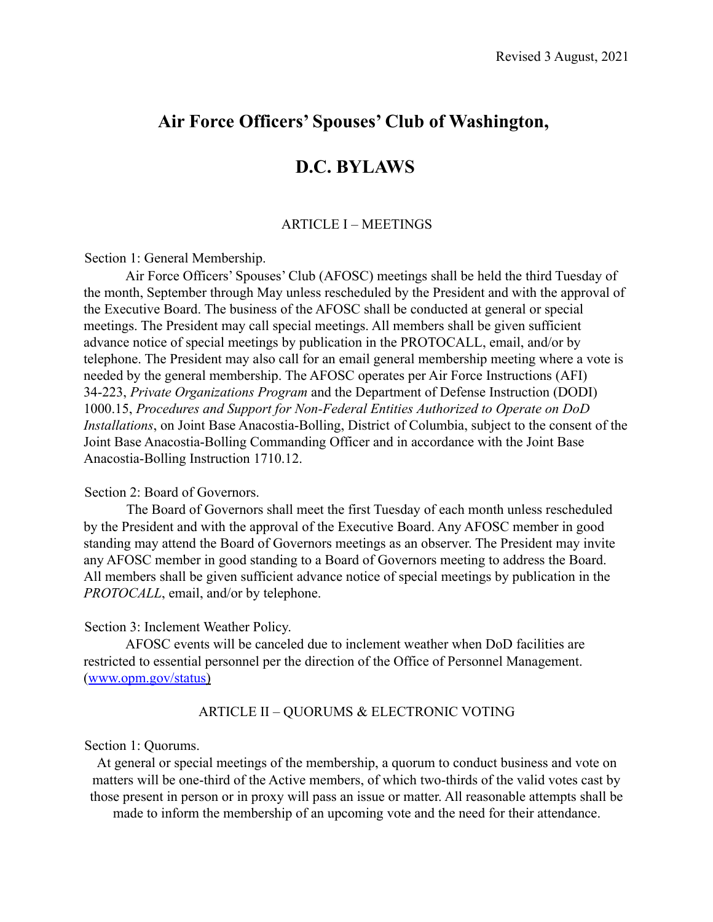Revised 3 August, 2021

# Air Force Officers' Spouses' Club of Washington, D.C. BYLAWS

## ARTICLE I – MEETINGS

Section 1: General Membership.

Air Force Officers' Spouses' Club (AFOSC) meetings shall be held the third Tuesday of the month, September through May unless rescheduled by the President and with the approval of the Executive Board. The business of the AFOSC shall be conducted at general or special meetings. The President may call special meetings. All members shall be given sufficient advance notice of special meetings by publication in the PROTOCALL, email, and/or by telephone. The President may also call for an email general membership meeting where a vote is needed by the general membership. The AFOSC operates per Air Force Instructions (AFI) 34-223, *Private Organizations Program* and the Department of Defense Instruction (DODI) 1000.15, *Procedures and Support for Non-Federal Entities Authorized to Operate on DoD Installations*, on Joint Base Anacostia-Bolling, District of Columbia, subject to the consent of the Joint Base Anacostia-Bolling Commanding Officer and in accordance with the Joint Base Anacostia-Bolling Instruction 1710.12.

Section 2: Board of Governors.

The Board of Governors shall meet the first Tuesday of each month unless rescheduled by the President and with the approval of the Executive Board. Any AFOSC member in good standing may attend the Board of Governors meetings as an observer. The President may invite any AFOSC member in good standing to a Board of Governors meeting to address the Board. All members shall be given sufficient advance notice of special meetings by publication in the *PROTOCALL*, email, and/or by telephone.

Section 3: Inclement Weather Policy.

AFOSC events will be canceled due to inclement weather when DoD facilities are restricted to essential personnel per the direction of the Office of Personnel Management. (www.opm.gov/status)

## ARTICLE II – QUORUMS & ELECTRONIC VOTING

Section 1: Quorums.

At general or special meetings of the membership, a quorum to conduct business and vote on matters will be one-third of the Active members, of which two-thirds of the valid votes cast by those present in person or in proxy will pass an issue or matter. All reasonable attempts shall be made to inform the membership of an upcoming vote and the need for their attendance.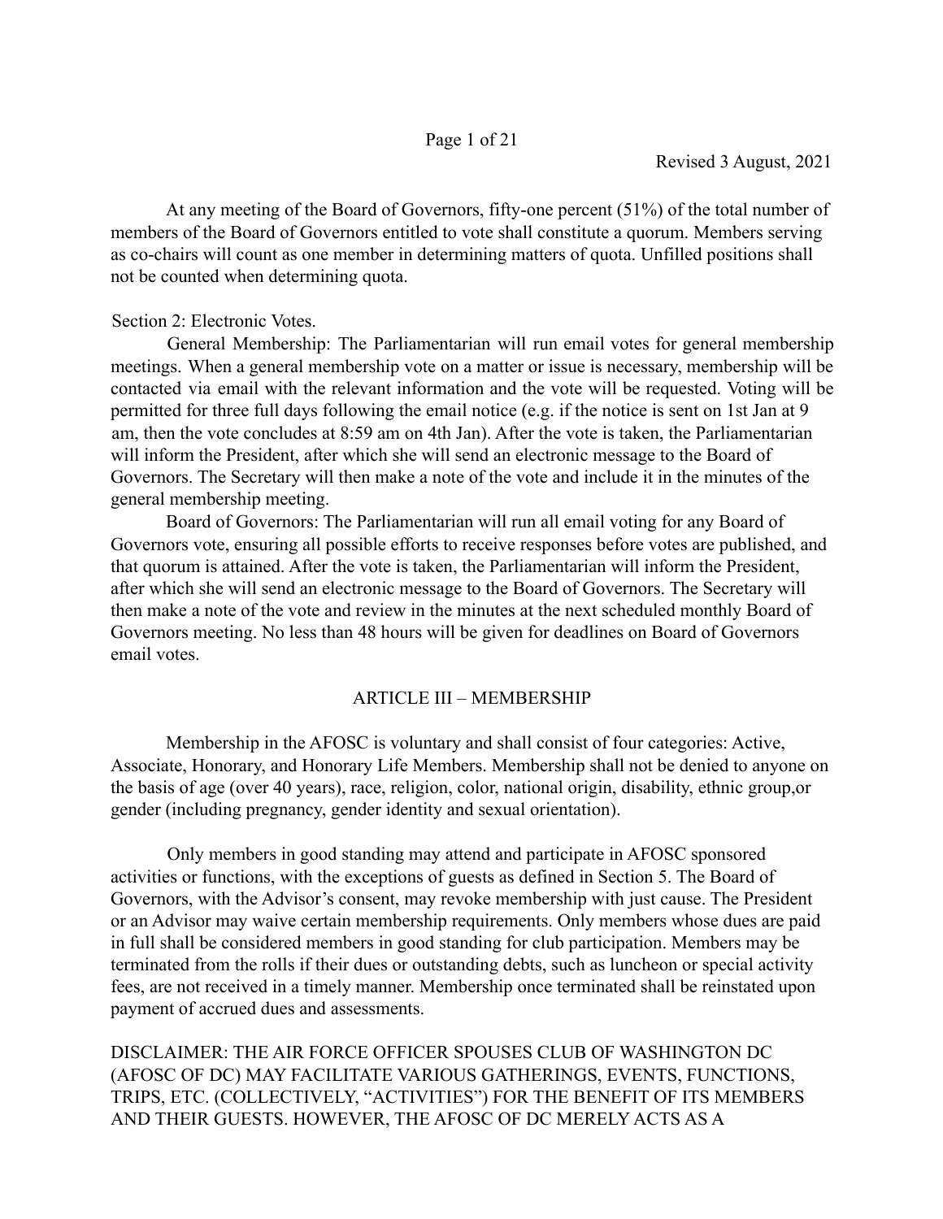At any meeting of the Board of Governors, fifty-one percent (51%) of the total number of members of the Board of Governors entitled to vote shall constitute a quorum. Members serving as co-chairs will count as one member in determining matters of quota. Unfilled positions shall not be counted when determining quota.

Section 2: Electronic Votes.

General Membership: The Parliamentarian will run email votes for general membership meetings. When a general membership vote on a matter or issue is necessary, membership will be contacted via email with the relevant information and the vote will be requested. Voting will be permitted for three full days following the email notice (e.g. if the notice is sent on 1st Jan at 9 am, then the vote concludes at 8:59 am on 4th Jan). After the vote is taken, the Parliamentarian will inform the President, after which she will send an electronic message to the Board of Governors. The Secretary will then make a note of the vote and include it in the minutes of the general membership meeting.

Board of Governors: The Parliamentarian will run all email voting for any Board of Governors vote, ensuring all possible efforts to receive responses before votes are published, and that quorum is attained. After the vote is taken, the Parliamentarian will inform the President, after which she will send an electronic message to the Board of Governors. The Secretary will then make a note of the vote and review in the minutes at the next scheduled monthly Board of Governors meeting. No less than 48 hours will be given for deadlines on Board of Governors email votes.

## ARTICLE III – MEMBERSHIP

Membership in the AFOSC is voluntary and shall consist of four categories: Active, Associate, Honorary, and Honorary Life Members. Membership shall not be denied to anyone on the basis of age (over 40 years), race, religion, color, national origin, disability, ethnic group,or gender (including pregnancy, gender identity and sexual orientation).

Only members in good standing may attend and participate in AFOSC sponsored activities or functions, with the exceptions of guests as defined in Section 5. The Board of Governors, with the Advisor's consent, may revoke membership with just cause. The President or an Advisor may waive certain membership requirements. Only members whose dues are paid in full shall be considered members in good standing for club participation. Members may be terminated from the rolls if their dues or outstanding debts, such as luncheon or special activity fees, are not received in a timely manner. Membership once terminated shall be reinstated upon payment of accrued dues and assessments.

DISCLAIMER: THE AIR FORCE OFFICER SPOUSES CLUB OF WASHINGTON DC (AFOSC OF DC) MAY FACILITATE VARIOUS GATHERINGS, EVENTS, FUNCTIONS, TRIPS, ETC. (COLLECTIVELY, "ACTIVITIES") FOR THE BENEFIT OF ITS MEMBERS AND THEIR GUESTS. HOWEVER, THE AFOSC OF DC MERELY ACTS AS A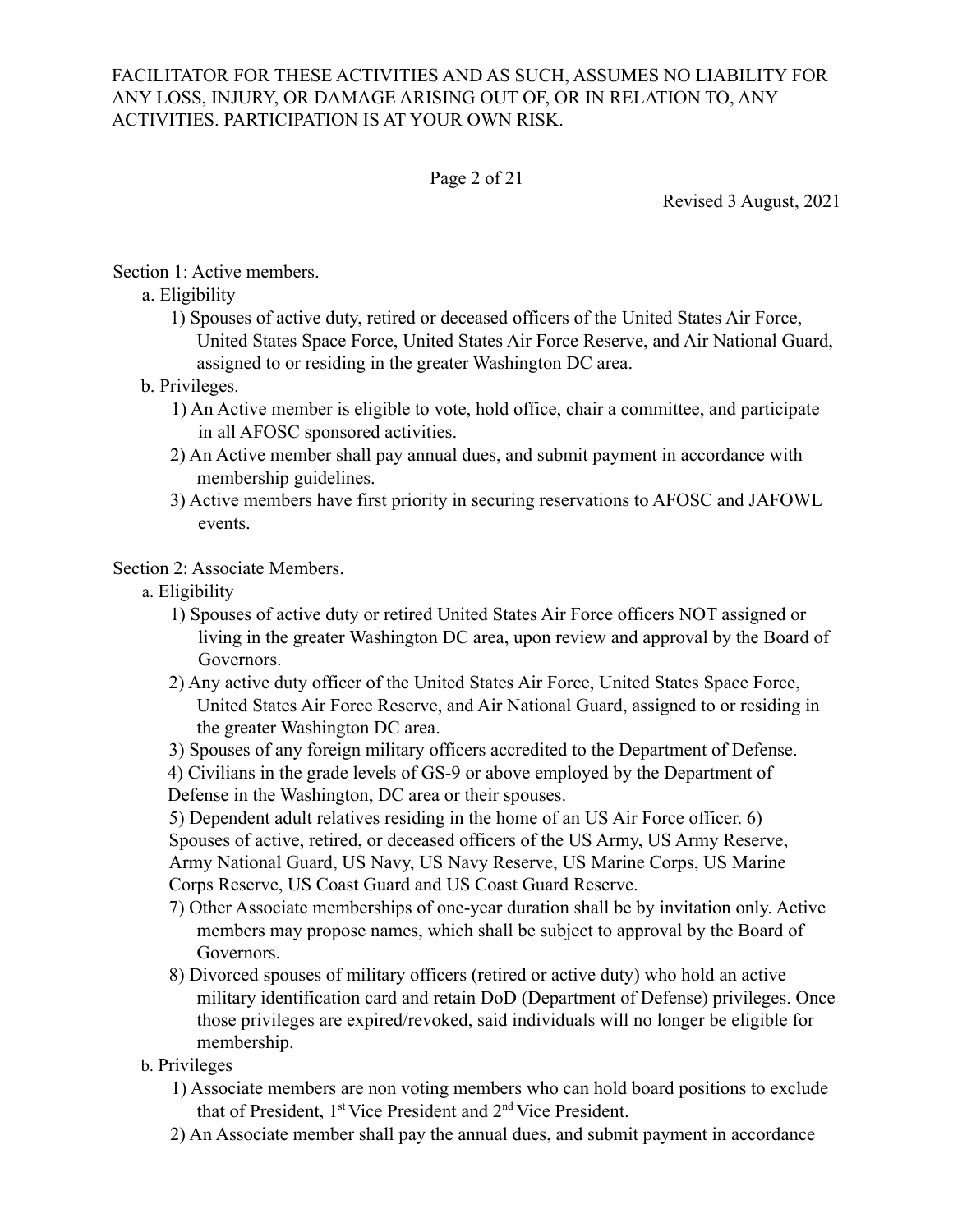FACILITATOR FOR THESE ACTIVITIES AND AS SUCH, ASSUMES NO LIABILITY FOR ANY LOSS, INJURY, OR DAMAGE ARISING OUT OF, OR IN RELATION TO, ANY ACTIVITIES. PARTICIPATION IS AT YOUR OWN RISK.

Revised 3 August, 2021

Section 1: Active members.

a. Eligibility

1) Spouses of active duty, retired or deceased officers of the United States Air Force, United States Space Force, United States Air Force Reserve, and Air National Guard, assigned to or residing in the greater Washington DC area.

b. Privileges.

1) An Active member is eligible to vote, hold office, chair a committee, and participate in all AFOSC sponsored activities.

2) An Active member shall pay annual dues, and submit payment in accordance with membership guidelines.

3) Active members have first priority in securing reservations to AFOSC and JAFOWL events.

Section 2: Associate Members.

a. Eligibility

1) Spouses of active duty or retired United States Air Force officers NOT assigned or living in the greater Washington DC area, upon review and approval by the Board of Governors.

2) Any active duty officer of the United States Air Force, United States Space Force, United States Air Force Reserve, and Air National Guard, assigned to or residing in the greater Washington DC area.

3) Spouses of any foreign military officers accredited to the Department of Defense.

4) Civilians in the grade levels of GS-9 or above employed by the Department of Defense in the Washington, DC area or their spouses.

5) Dependent adult relatives residing in the home of an US Air Force officer.

6) Spouses of active, retired, or deceased officers of the US Army, US Army Reserve, Army National Guard, US Navy, US Navy Reserve, US Marine Corps, US Marine Corps Reserve, US Coast Guard and US Coast Guard Reserve.

7) Other Associate memberships of one-year duration shall be by invitation only. Active members may propose names, which shall be subject to approval by the Board of Governors.

8) Divorced spouses of military officers (retired or active duty) who hold an active military identification card and retain DoD (Department of Defense) privileges. Once those privileges are expired/revoked, said individuals will no longer be eligible for membership.

b. Privileges

1) Associate members are non voting members who can hold board positions to exclude that of President, 1st Vice President and 2nd Vice President.

2) An Associate member shall pay the annual dues, and submit payment in accordance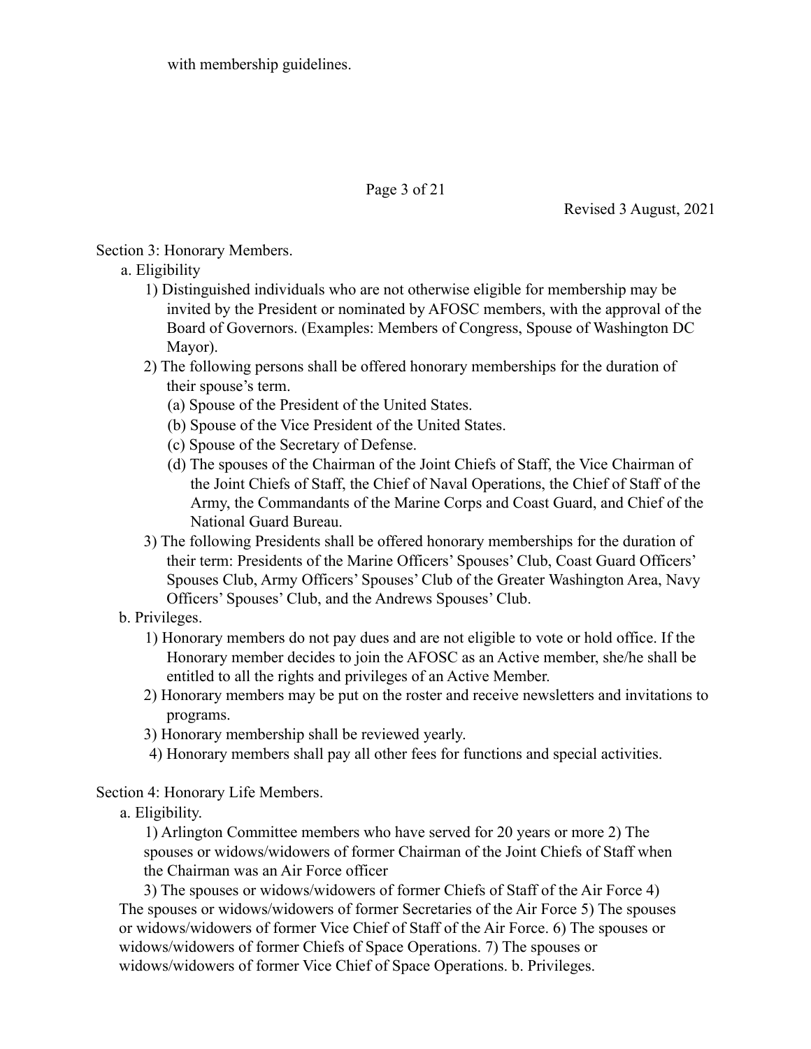with membership guidelines.

Section 3: Honorary Members.

a. Eligibility

1) Distinguished individuals who are not otherwise eligible for membership may be invited by the President or nominated by AFOSC members, with the approval of the Board of Governors. (Examples: Members of Congress, Spouse of Washington DC Mayor).

2) The following persons shall be offered honorary memberships for the duration of their spouse's term.

(a) Spouse of the President of the United States.

(b) Spouse of the Vice President of the United States.

(c) Spouse of the Secretary of Defense.

(d) The spouses of the Chairman of the Joint Chiefs of Staff, the Vice Chairman of the Joint Chiefs of Staff, the Chief of Naval Operations, the Chief of Staff of the Army, the Commandants of the Marine Corps and Coast Guard, and Chief of the National Guard Bureau.

3) The following Presidents shall be offered honorary memberships for the duration of their term: Presidents of the Marine Officers' Spouses' Club, Coast Guard Officers' Spouses Club, Army Officers' Spouses' Club of the Greater Washington Area, Navy Officers' Spouses' Club, and the Andrews Spouses' Club.

b. Privileges.

1) Honorary members do not pay dues and are not eligible to vote or hold office. If the Honorary member decides to join the AFOSC as an Active member, she/he shall be entitled to all the rights and privileges of an Active Member.

2) Honorary members may be put on the roster and receive newsletters and invitations to programs.

3) Honorary membership shall be reviewed yearly.

4) Honorary members shall pay all other fees for functions and special activities.

Section 4: Honorary Life Members.

a. Eligibility.

1) Arlington Committee members who have served for 20 years or more 2) The spouses or widows/widowers of former Chairman of the Joint Chiefs of Staff when the Chairman was an Air Force officer

3) The spouses or widows/widowers of former Chiefs of Staff of the Air Force 4) The spouses or widows/widowers of former Secretaries of the Air Force 5) The spouses or widows/widowers of former Vice Chief of Staff of the Air Force. 6) The spouses or widows/widowers of former Chiefs of Space Operations. 7) The spouses or widows/widowers of former Vice Chief of Space Operations. b. Privileges.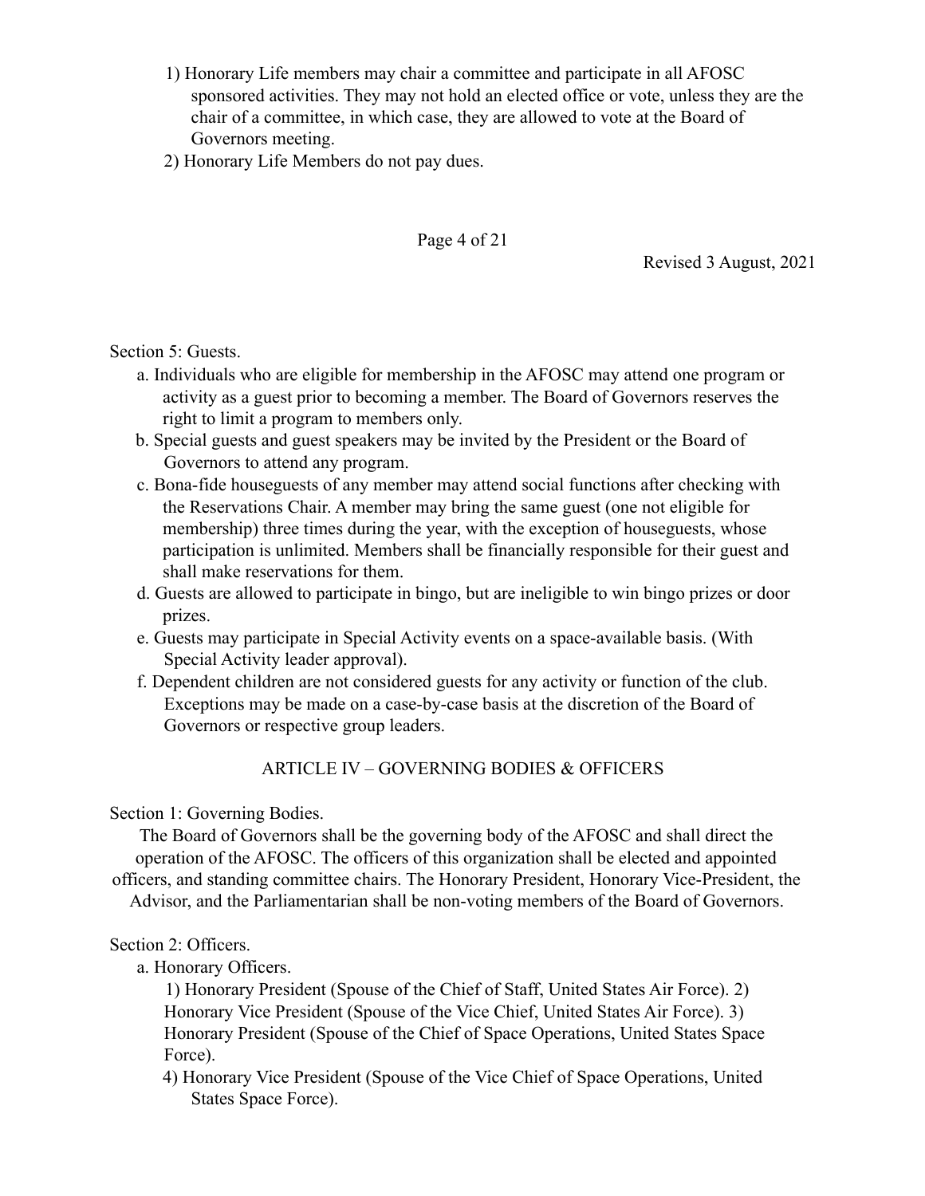1) Honorary Life members may chair a committee and participate in all AFOSC sponsored activities. They may not hold an elected office or vote, unless they are the chair of a committee, in which case, they are allowed to vote at the Board of Governors meeting.
2) Honorary Life Members do not pay dues.

Section 5: Guests.

a. Individuals who are eligible for membership in the AFOSC may attend one program or activity as a guest prior to becoming a member. The Board of Governors reserves the right to limit a program to members only.
b. Special guests and guest speakers may be invited by the President or the Board of Governors to attend any program.
c. Bona-fide houseguests of any member may attend social functions after checking with the Reservations Chair. A member may bring the same guest (one not eligible for membership) three times during the year, with the exception of houseguests, whose participation is unlimited. Members shall be financially responsible for their guest and shall make reservations for them.
d. Guests are allowed to participate in bingo, but are ineligible to win bingo prizes or door prizes.
e. Guests may participate in Special Activity events on a space-available basis. (With Special Activity leader approval).
f. Dependent children are not considered guests for any activity or function of the club. Exceptions may be made on a case-by-case basis at the discretion of the Board of Governors or respective group leaders.

## ARTICLE IV – GOVERNING BODIES & OFFICERS

Section 1: Governing Bodies.

The Board of Governors shall be the governing body of the AFOSC and shall direct the operation of the AFOSC. The officers of this organization shall be elected and appointed officers, and standing committee chairs. The Honorary President, Honorary Vice-President, the Advisor, and the Parliamentarian shall be non-voting members of the Board of Governors.

Section 2: Officers.

a. Honorary Officers.

1) Honorary President (Spouse of the Chief of Staff, United States Air Force).
2) Honorary Vice President (Spouse of the Vice Chief, United States Air Force).
3) Honorary President (Spouse of the Chief of Space Operations, United States Space Force).
4) Honorary Vice President (Spouse of the Vice Chief of Space Operations, United States Space Force).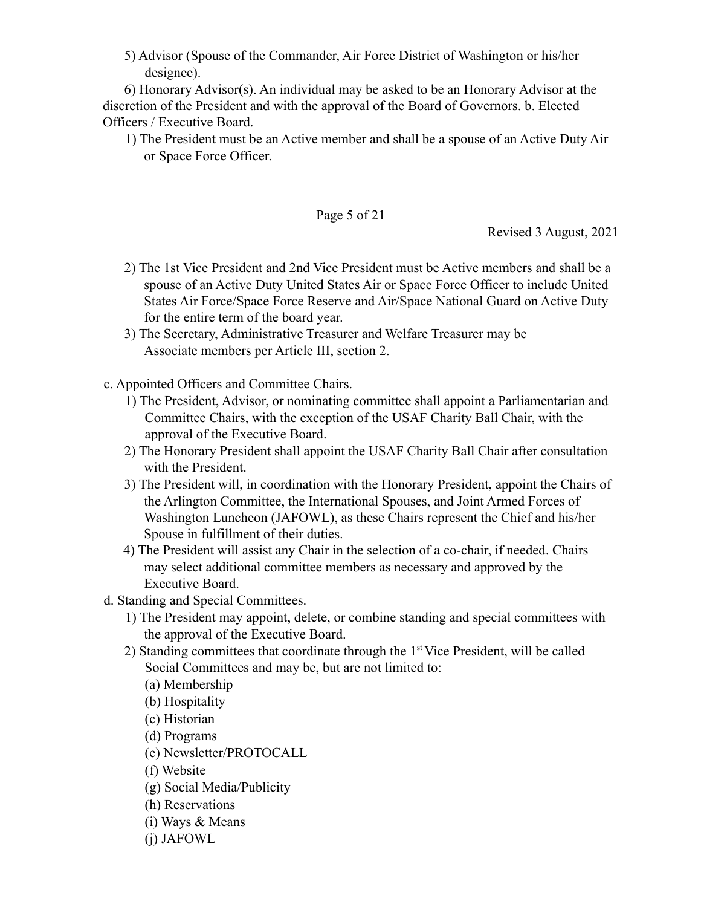5) Advisor (Spouse of the Commander, Air Force District of Washington or his/her designee).

6) Honorary Advisor(s). An individual may be asked to be an Honorary Advisor at the discretion of the President and with the approval of the Board of Governors. b. Elected Officers / Executive Board.

1) The President must be an Active member and shall be a spouse of an Active Duty Air or Space Force Officer.

2) The 1st Vice President and 2nd Vice President must be Active members and shall be a spouse of an Active Duty United States Air or Space Force Officer to include United States Air Force/Space Force Reserve and Air/Space National Guard on Active Duty for the entire term of the board year.

3) The Secretary, Administrative Treasurer and Welfare Treasurer may be Associate members per Article III, section 2.

c. Appointed Officers and Committee Chairs.

1) The President, Advisor, or nominating committee shall appoint a Parliamentarian and Committee Chairs, with the exception of the USAF Charity Ball Chair, with the approval of the Executive Board.

2) The Honorary President shall appoint the USAF Charity Ball Chair after consultation with the President.

3) The President will, in coordination with the Honorary President, appoint the Chairs of the Arlington Committee, the International Spouses, and Joint Armed Forces of Washington Luncheon (JAFOWL), as these Chairs represent the Chief and his/her Spouse in fulfillment of their duties.

4) The President will assist any Chair in the selection of a co-chair, if needed. Chairs may select additional committee members as necessary and approved by the Executive Board.

d. Standing and Special Committees.

1) The President may appoint, delete, or combine standing and special committees with the approval of the Executive Board.

2) Standing committees that coordinate through the 1st Vice President, will be called Social Committees and may be, but are not limited to:

(a) Membership
(b) Hospitality
(c) Historian
(d) Programs
(e) Newsletter/PROTOCALL
(f) Website
(g) Social Media/Publicity
(h) Reservations
(i) Ways & Means
(j) JAFOWL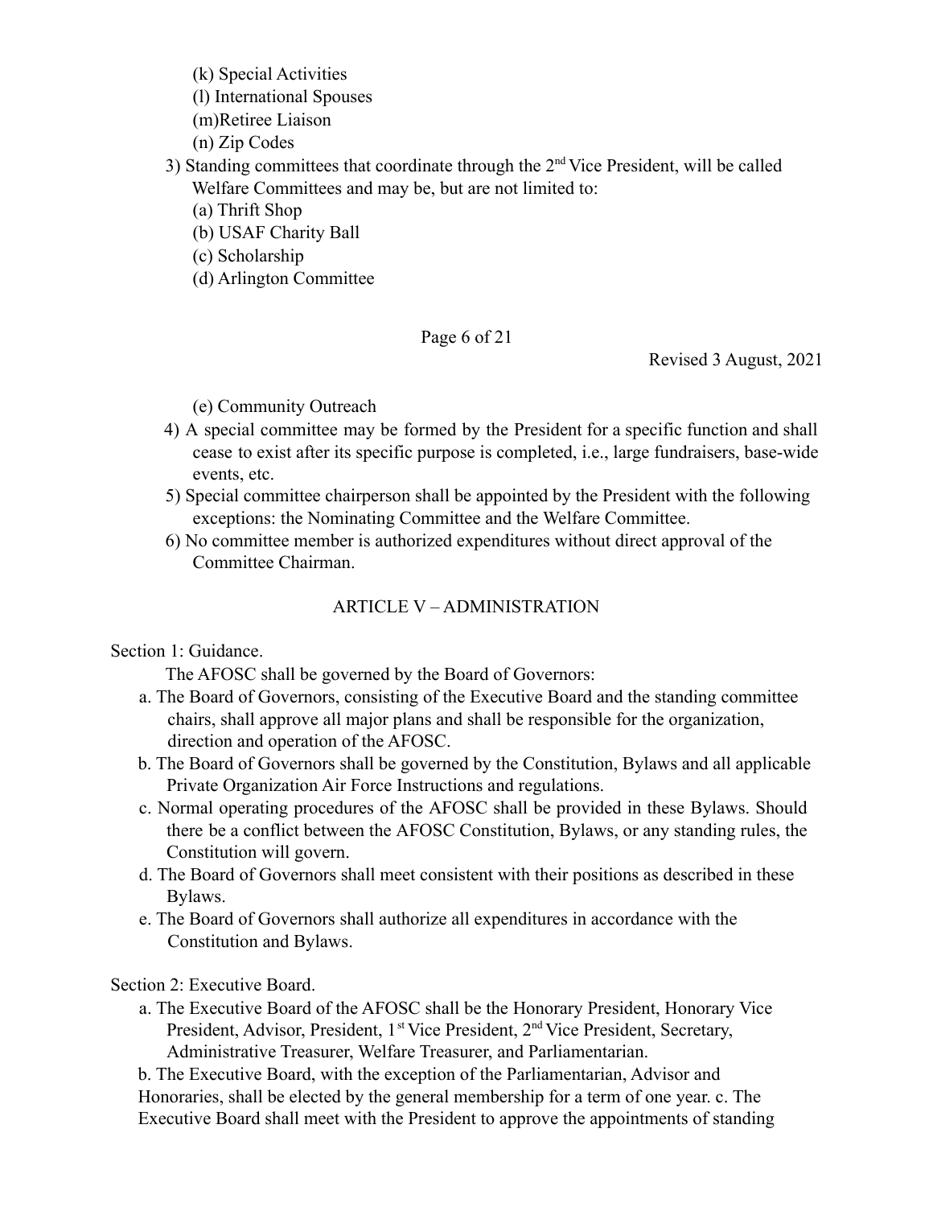(k) Special Activities
(l) International Spouses
(m)Retiree Liaison
(n) Zip Codes

3) Standing committees that coordinate through the 2nd Vice President, will be called Welfare Committees and may be, but are not limited to:
   (a) Thrift Shop
   (b) USAF Charity Ball
   (c) Scholarship
   (d) Arlington Committee
   (e) Community Outreach
4) A special committee may be formed by the President for a specific function and shall cease to exist after its specific purpose is completed, i.e., large fundraisers, base-wide events, etc.
5) Special committee chairperson shall be appointed by the President with the following exceptions: the Nominating Committee and the Welfare Committee.
6) No committee member is authorized expenditures without direct approval of the Committee Chairman.

## ARTICLE V – ADMINISTRATION

Section 1: Guidance.

The AFOSC shall be governed by the Board of Governors:

a. The Board of Governors, consisting of the Executive Board and the standing committee chairs, shall approve all major plans and shall be responsible for the organization, direction and operation of the AFOSC.

b. The Board of Governors shall be governed by the Constitution, Bylaws and all applicable Private Organization Air Force Instructions and regulations.

c. Normal operating procedures of the AFOSC shall be provided in these Bylaws. Should there be a conflict between the AFOSC Constitution, Bylaws, or any standing rules, the Constitution will govern.

d. The Board of Governors shall meet consistent with their positions as described in these Bylaws.

e. The Board of Governors shall authorize all expenditures in accordance with the Constitution and Bylaws.

Section 2: Executive Board.

a. The Executive Board of the AFOSC shall be the Honorary President, Honorary Vice President, Advisor, President, 1st Vice President, 2nd Vice President, Secretary, Administrative Treasurer, Welfare Treasurer, and Parliamentarian.

b. The Executive Board, with the exception of the Parliamentarian, Advisor and Honoraries, shall be elected by the general membership for a term of one year. c. The Executive Board shall meet with the President to approve the appointments of standing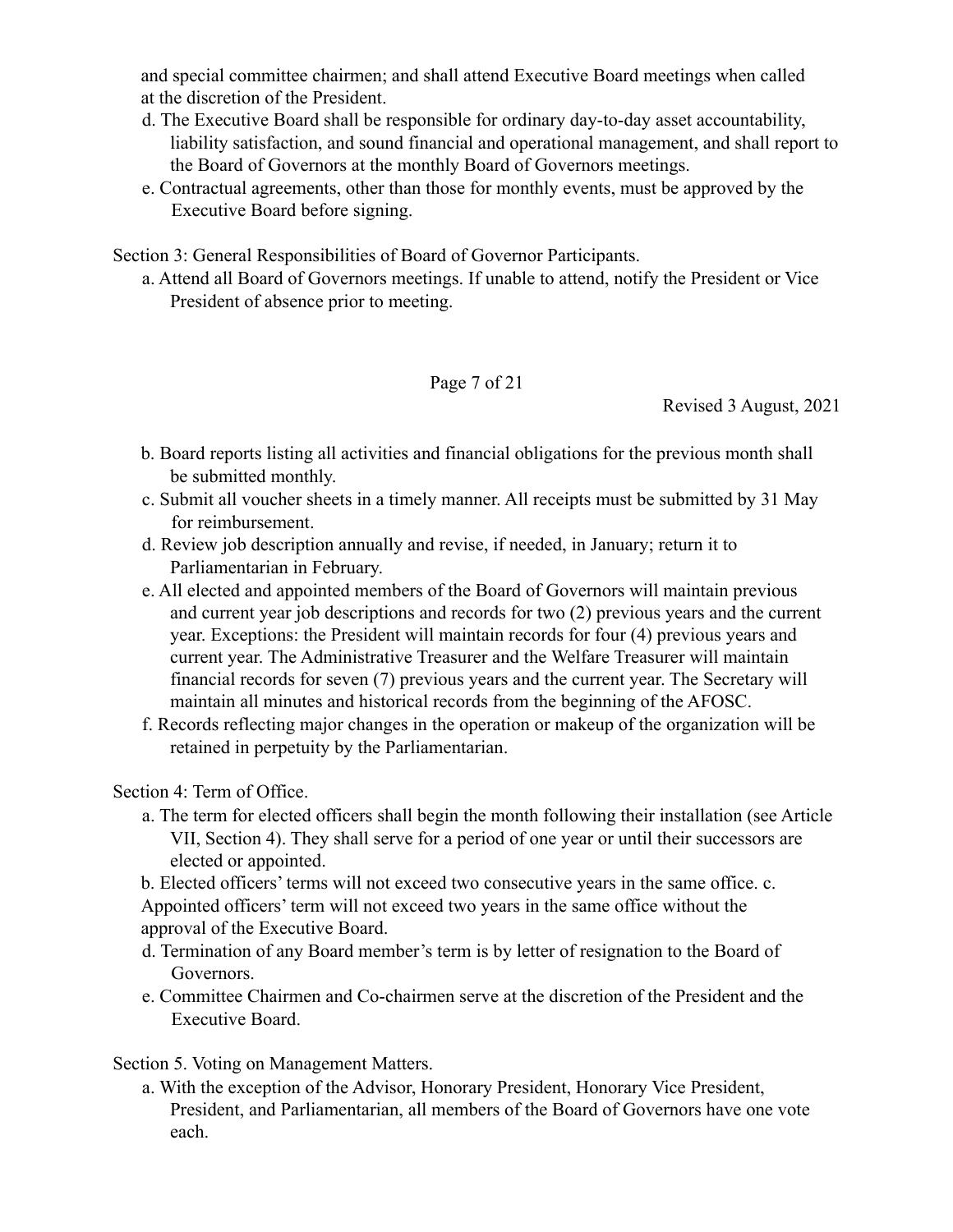and special committee chairmen; and shall attend Executive Board meetings when called at the discretion of the President.

d. The Executive Board shall be responsible for ordinary day-to-day asset accountability, liability satisfaction, and sound financial and operational management, and shall report to the Board of Governors at the monthly Board of Governors meetings.

e. Contractual agreements, other than those for monthly events, must be approved by the Executive Board before signing.

Section 3: General Responsibilities of Board of Governor Participants.

a. Attend all Board of Governors meetings. If unable to attend, notify the President or Vice President of absence prior to meeting.

b. Board reports listing all activities and financial obligations for the previous month shall be submitted monthly.

c. Submit all voucher sheets in a timely manner. All receipts must be submitted by 31 May for reimbursement.

d. Review job description annually and revise, if needed, in January; return it to Parliamentarian in February.

e. All elected and appointed members of the Board of Governors will maintain previous and current year job descriptions and records for two (2) previous years and the current year. Exceptions: the President will maintain records for four (4) previous years and current year. The Administrative Treasurer and the Welfare Treasurer will maintain financial records for seven (7) previous years and the current year. The Secretary will maintain all minutes and historical records from the beginning of the AFOSC.

f. Records reflecting major changes in the operation or makeup of the organization will be retained in perpetuity by the Parliamentarian.

Section 4: Term of Office.

a. The term for elected officers shall begin the month following their installation (see Article VII, Section 4). They shall serve for a period of one year or until their successors are elected or appointed.

b. Elected officers' terms will not exceed two consecutive years in the same office.

c. Appointed officers' term will not exceed two years in the same office without the approval of the Executive Board.

d. Termination of any Board member's term is by letter of resignation to the Board of Governors.

e. Committee Chairmen and Co-chairmen serve at the discretion of the President and the Executive Board.

Section 5. Voting on Management Matters.

a. With the exception of the Advisor, Honorary President, Honorary Vice President, President, and Parliamentarian, all members of the Board of Governors have one vote each.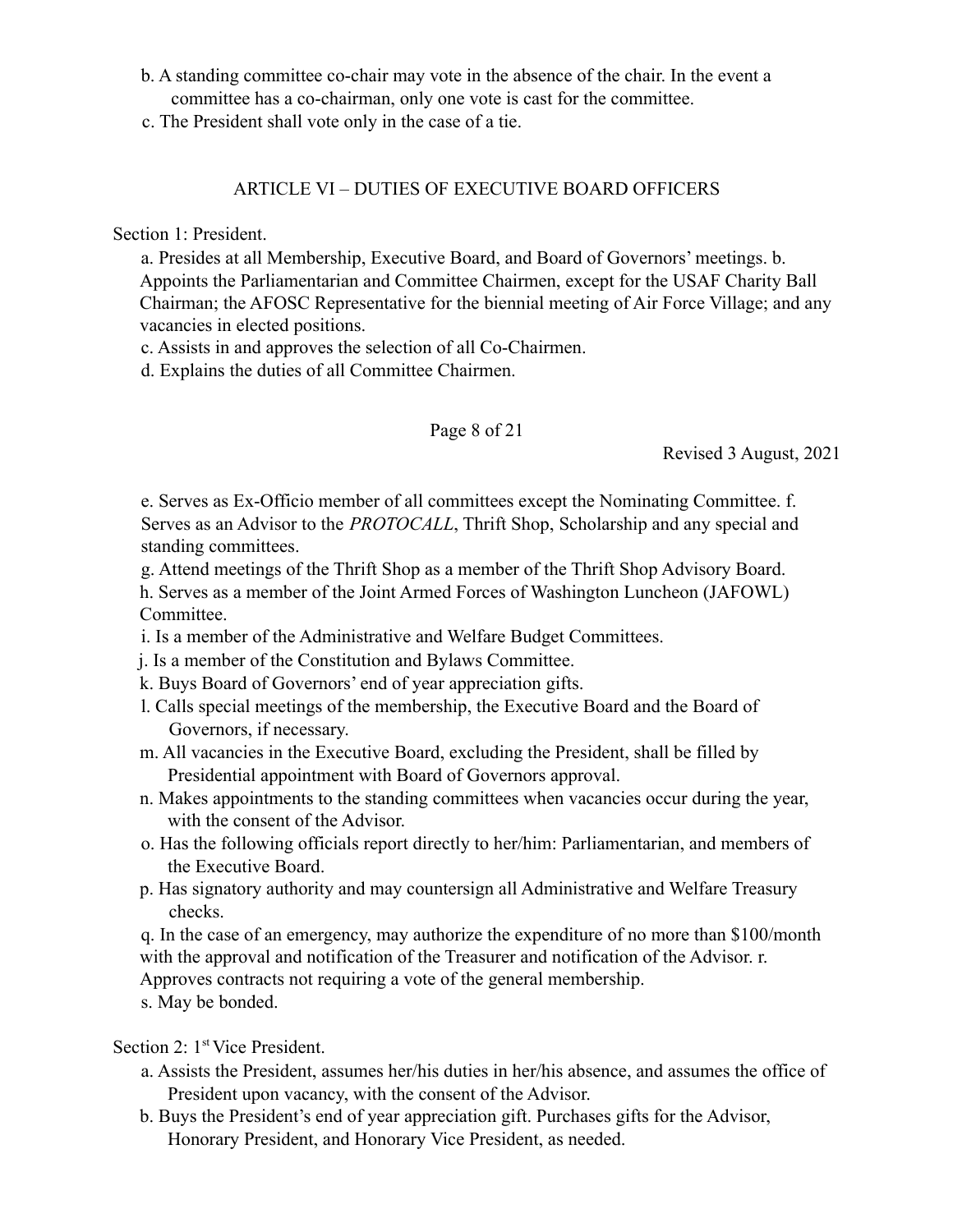b. A standing committee co-chair may vote in the absence of the chair. In the event a committee has a co-chairman, only one vote is cast for the committee.

c. The President shall vote only in the case of a tie.

## ARTICLE VI – DUTIES OF EXECUTIVE BOARD OFFICERS

Section 1: President.

a. Presides at all Membership, Executive Board, and Board of Governors' meetings.

b. Appoints the Parliamentarian and Committee Chairmen, except for the USAF Charity Ball Chairman; the AFOSC Representative for the biennial meeting of Air Force Village; and any vacancies in elected positions.

c. Assists in and approves the selection of all Co-Chairmen.

d. Explains the duties of all Committee Chairmen.

e. Serves as Ex-Officio member of all committees except the Nominating Committee.

f. Serves as an Advisor to the *PROTOCALL*, Thrift Shop, Scholarship and any special and standing committees.

g. Attend meetings of the Thrift Shop as a member of the Thrift Shop Advisory Board.

h. Serves as a member of the Joint Armed Forces of Washington Luncheon (JAFOWL) Committee.

i. Is a member of the Administrative and Welfare Budget Committees.

j. Is a member of the Constitution and Bylaws Committee.

k. Buys Board of Governors' end of year appreciation gifts.

l. Calls special meetings of the membership, the Executive Board and the Board of Governors, if necessary.

m. All vacancies in the Executive Board, excluding the President, shall be filled by Presidential appointment with Board of Governors approval.

n. Makes appointments to the standing committees when vacancies occur during the year, with the consent of the Advisor.

o. Has the following officials report directly to her/him: Parliamentarian, and members of the Executive Board.

p. Has signatory authority and may countersign all Administrative and Welfare Treasury checks.

q. In the case of an emergency, may authorize the expenditure of no more than $100/month with the approval and notification of the Treasurer and notification of the Advisor.

r. Approves contracts not requiring a vote of the general membership.

s. May be bonded.

Section 2: 1st Vice President.

a. Assists the President, assumes her/his duties in her/his absence, and assumes the office of President upon vacancy, with the consent of the Advisor.

b. Buys the President's end of year appreciation gift. Purchases gifts for the Advisor, Honorary President, and Honorary Vice President, as needed.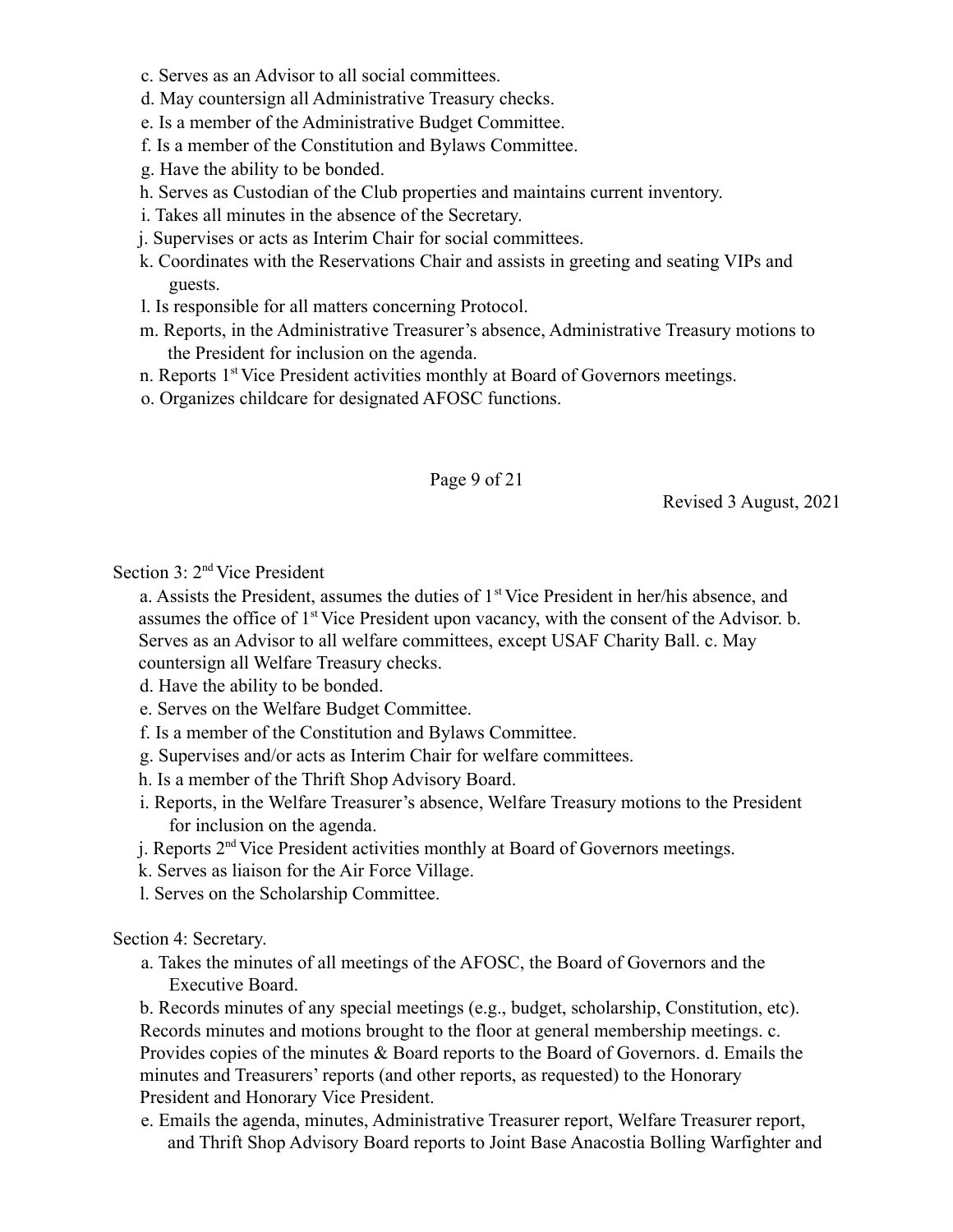c. Serves as an Advisor to all social committees.

d. May countersign all Administrative Treasury checks.

e. Is a member of the Administrative Budget Committee.

f. Is a member of the Constitution and Bylaws Committee.

g. Have the ability to be bonded.

h. Serves as Custodian of the Club properties and maintains current inventory.

i. Takes all minutes in the absence of the Secretary.

j. Supervises or acts as Interim Chair for social committees.

k. Coordinates with the Reservations Chair and assists in greeting and seating VIPs and guests.

l. Is responsible for all matters concerning Protocol.

m. Reports, in the Administrative Treasurer's absence, Administrative Treasury motions to the President for inclusion on the agenda.

n. Reports 1st Vice President activities monthly at Board of Governors meetings.

o. Organizes childcare for designated AFOSC functions.

Revised 3 August, 2021

Section 3: 2nd Vice President

a. Assists the President, assumes the duties of 1st Vice President in her/his absence, and assumes the office of 1st Vice President upon vacancy, with the consent of the Advisor. b. Serves as an Advisor to all welfare committees, except USAF Charity Ball. c. May countersign all Welfare Treasury checks.

d. Have the ability to be bonded.

e. Serves on the Welfare Budget Committee.

f. Is a member of the Constitution and Bylaws Committee.

g. Supervises and/or acts as Interim Chair for welfare committees.

h. Is a member of the Thrift Shop Advisory Board.

i. Reports, in the Welfare Treasurer's absence, Welfare Treasury motions to the President for inclusion on the agenda.

j. Reports 2nd Vice President activities monthly at Board of Governors meetings.

k. Serves as liaison for the Air Force Village.

l. Serves on the Scholarship Committee.

Section 4: Secretary.

a. Takes the minutes of all meetings of the AFOSC, the Board of Governors and the Executive Board.

b. Records minutes of any special meetings (e.g., budget, scholarship, Constitution, etc). Records minutes and motions brought to the floor at general membership meetings. c. Provides copies of the minutes & Board reports to the Board of Governors. d. Emails the minutes and Treasurers' reports (and other reports, as requested) to the Honorary President and Honorary Vice President.

e. Emails the agenda, minutes, Administrative Treasurer report, Welfare Treasurer report, and Thrift Shop Advisory Board reports to Joint Base Anacostia Bolling Warfighter and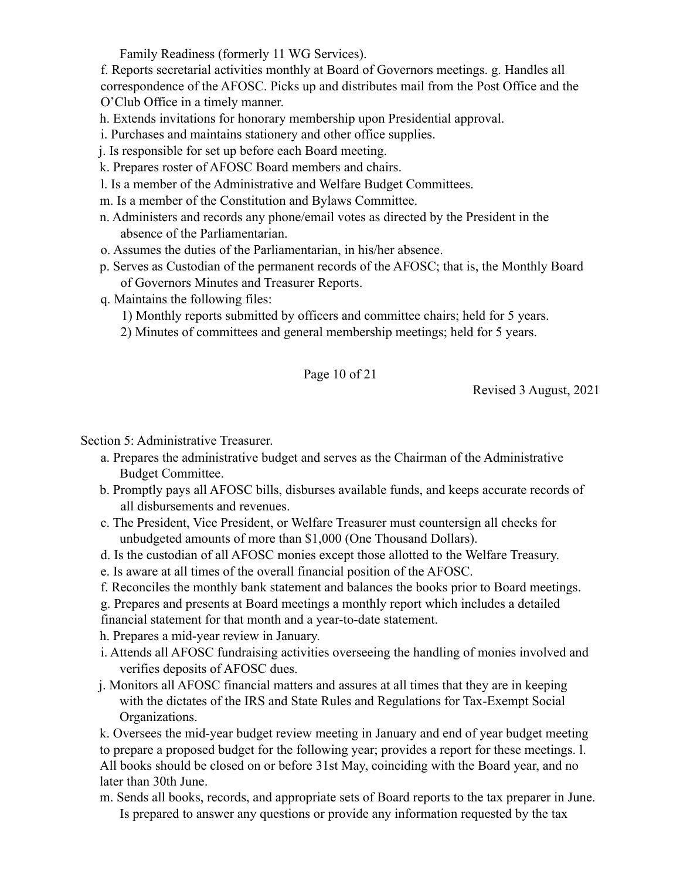Family Readiness (formerly 11 WG Services).

f. Reports secretarial activities monthly at Board of Governors meetings. g. Handles all correspondence of the AFOSC. Picks up and distributes mail from the Post Office and the O'Club Office in a timely manner.

h. Extends invitations for honorary membership upon Presidential approval.

i. Purchases and maintains stationery and other office supplies.

j. Is responsible for set up before each Board meeting.

k. Prepares roster of AFOSC Board members and chairs.

l. Is a member of the Administrative and Welfare Budget Committees.

m. Is a member of the Constitution and Bylaws Committee.

n. Administers and records any phone/email votes as directed by the President in the absence of the Parliamentarian.

o. Assumes the duties of the Parliamentarian, in his/her absence.

p. Serves as Custodian of the permanent records of the AFOSC; that is, the Monthly Board of Governors Minutes and Treasurer Reports.

q. Maintains the following files:

1) Monthly reports submitted by officers and committee chairs; held for 5 years.

2) Minutes of committees and general membership meetings; held for 5 years.

Section 5: Administrative Treasurer.

a. Prepares the administrative budget and serves as the Chairman of the Administrative Budget Committee.

b. Promptly pays all AFOSC bills, disburses available funds, and keeps accurate records of all disbursements and revenues.

c. The President, Vice President, or Welfare Treasurer must countersign all checks for unbudgeted amounts of more than $1,000 (One Thousand Dollars).

d. Is the custodian of all AFOSC monies except those allotted to the Welfare Treasury.

e. Is aware at all times of the overall financial position of the AFOSC.

f. Reconciles the monthly bank statement and balances the books prior to Board meetings.

g. Prepares and presents at Board meetings a monthly report which includes a detailed financial statement for that month and a year-to-date statement.

h. Prepares a mid-year review in January.

i. Attends all AFOSC fundraising activities overseeing the handling of monies involved and verifies deposits of AFOSC dues.

j. Monitors all AFOSC financial matters and assures at all times that they are in keeping with the dictates of the IRS and State Rules and Regulations for Tax-Exempt Social Organizations.

k. Oversees the mid-year budget review meeting in January and end of year budget meeting to prepare a proposed budget for the following year; provides a report for these meetings. l. All books should be closed on or before 31st May, coinciding with the Board year, and no later than 30th June.

m. Sends all books, records, and appropriate sets of Board reports to the tax preparer in June. Is prepared to answer any questions or provide any information requested by the tax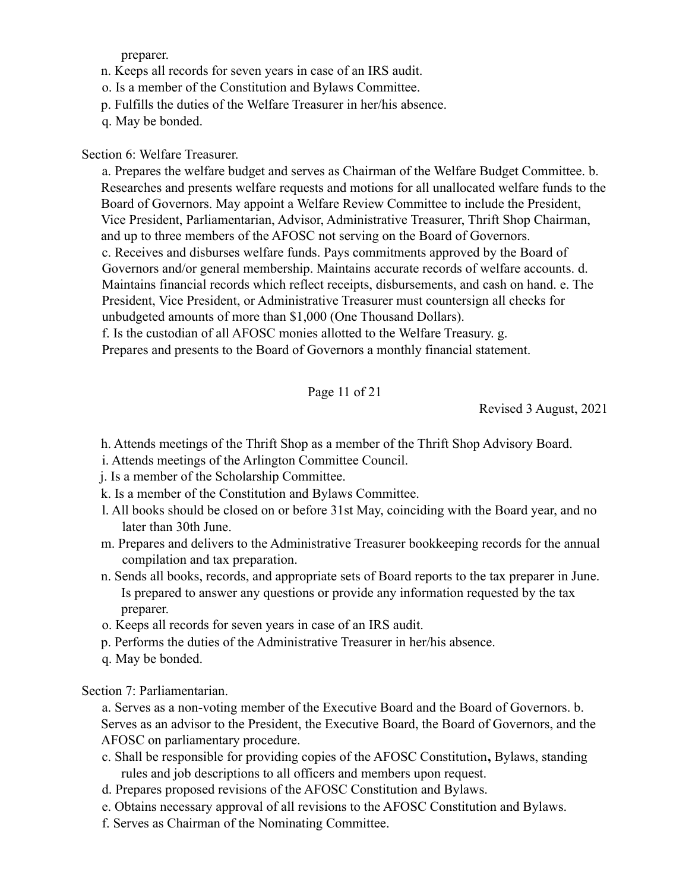preparer.

n. Keeps all records for seven years in case of an IRS audit.

o. Is a member of the Constitution and Bylaws Committee.

p. Fulfills the duties of the Welfare Treasurer in her/his absence.

q. May be bonded.

Section 6: Welfare Treasurer.

a. Prepares the welfare budget and serves as Chairman of the Welfare Budget Committee. b. Researches and presents welfare requests and motions for all unallocated welfare funds to the Board of Governors. May appoint a Welfare Review Committee to include the President, Vice President, Parliamentarian, Advisor, Administrative Treasurer, Thrift Shop Chairman, and up to three members of the AFOSC not serving on the Board of Governors.

c. Receives and disburses welfare funds. Pays commitments approved by the Board of Governors and/or general membership. Maintains accurate records of welfare accounts. d. Maintains financial records which reflect receipts, disbursements, and cash on hand. e. The President, Vice President, or Administrative Treasurer must countersign all checks for unbudgeted amounts of more than $1,000 (One Thousand Dollars).

f. Is the custodian of all AFOSC monies allotted to the Welfare Treasury. g. Prepares and presents to the Board of Governors a monthly financial statement.

h. Attends meetings of the Thrift Shop as a member of the Thrift Shop Advisory Board.

i. Attends meetings of the Arlington Committee Council.

j. Is a member of the Scholarship Committee.

k. Is a member of the Constitution and Bylaws Committee.

l. All books should be closed on or before 31st May, coinciding with the Board year, and no later than 30th June.

m. Prepares and delivers to the Administrative Treasurer bookkeeping records for the annual compilation and tax preparation.

n. Sends all books, records, and appropriate sets of Board reports to the tax preparer in June. Is prepared to answer any questions or provide any information requested by the tax preparer.

o. Keeps all records for seven years in case of an IRS audit.

p. Performs the duties of the Administrative Treasurer in her/his absence.

q. May be bonded.

Section 7: Parliamentarian.

a. Serves as a non-voting member of the Executive Board and the Board of Governors. b. Serves as an advisor to the President, the Executive Board, the Board of Governors, and the AFOSC on parliamentary procedure.

c. Shall be responsible for providing copies of the AFOSC Constitution**,** Bylaws, standing rules and job descriptions to all officers and members upon request.

d. Prepares proposed revisions of the AFOSC Constitution and Bylaws.

e. Obtains necessary approval of all revisions to the AFOSC Constitution and Bylaws.

f. Serves as Chairman of the Nominating Committee.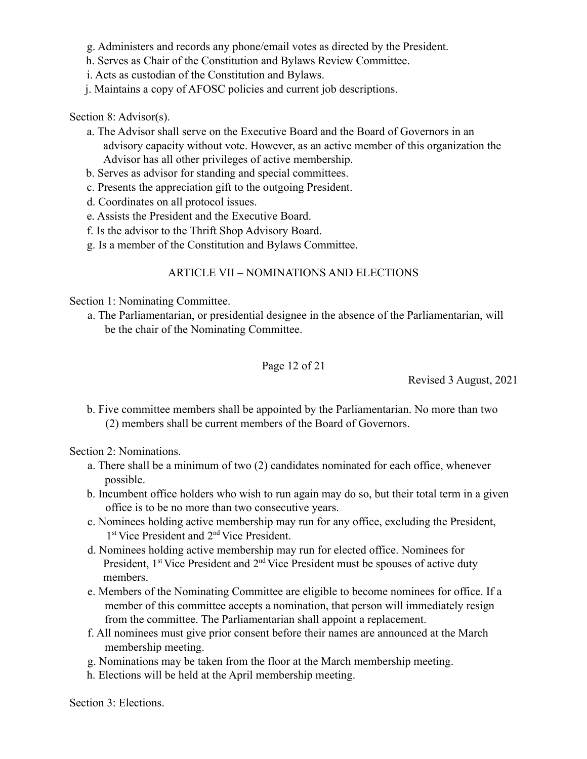g. Administers and records any phone/email votes as directed by the President.
h. Serves as Chair of the Constitution and Bylaws Review Committee.
i. Acts as custodian of the Constitution and Bylaws.
j. Maintains a copy of AFOSC policies and current job descriptions.

Section 8: Advisor(s).

a. The Advisor shall serve on the Executive Board and the Board of Governors in an advisory capacity without vote. However, as an active member of this organization the Advisor has all other privileges of active membership.
b. Serves as advisor for standing and special committees.
c. Presents the appreciation gift to the outgoing President.
d. Coordinates on all protocol issues.
e. Assists the President and the Executive Board.
f. Is the advisor to the Thrift Shop Advisory Board.
g. Is a member of the Constitution and Bylaws Committee.

## ARTICLE VII – NOMINATIONS AND ELECTIONS

Section 1: Nominating Committee.

a. The Parliamentarian, or presidential designee in the absence of the Parliamentarian, will be the chair of the Nominating Committee.
b. Five committee members shall be appointed by the Parliamentarian. No more than two (2) members shall be current members of the Board of Governors.

Section 2: Nominations.

a. There shall be a minimum of two (2) candidates nominated for each office, whenever possible.
b. Incumbent office holders who wish to run again may do so, but their total term in a given office is to be no more than two consecutive years.
c. Nominees holding active membership may run for any office, excluding the President, 1st Vice President and 2nd Vice President.
d. Nominees holding active membership may run for elected office. Nominees for President, 1st Vice President and 2nd Vice President must be spouses of active duty members.
e. Members of the Nominating Committee are eligible to become nominees for office. If a member of this committee accepts a nomination, that person will immediately resign from the committee. The Parliamentarian shall appoint a replacement.
f. All nominees must give prior consent before their names are announced at the March membership meeting.
g. Nominations may be taken from the floor at the March membership meeting.
h. Elections will be held at the April membership meeting.

Section 3: Elections.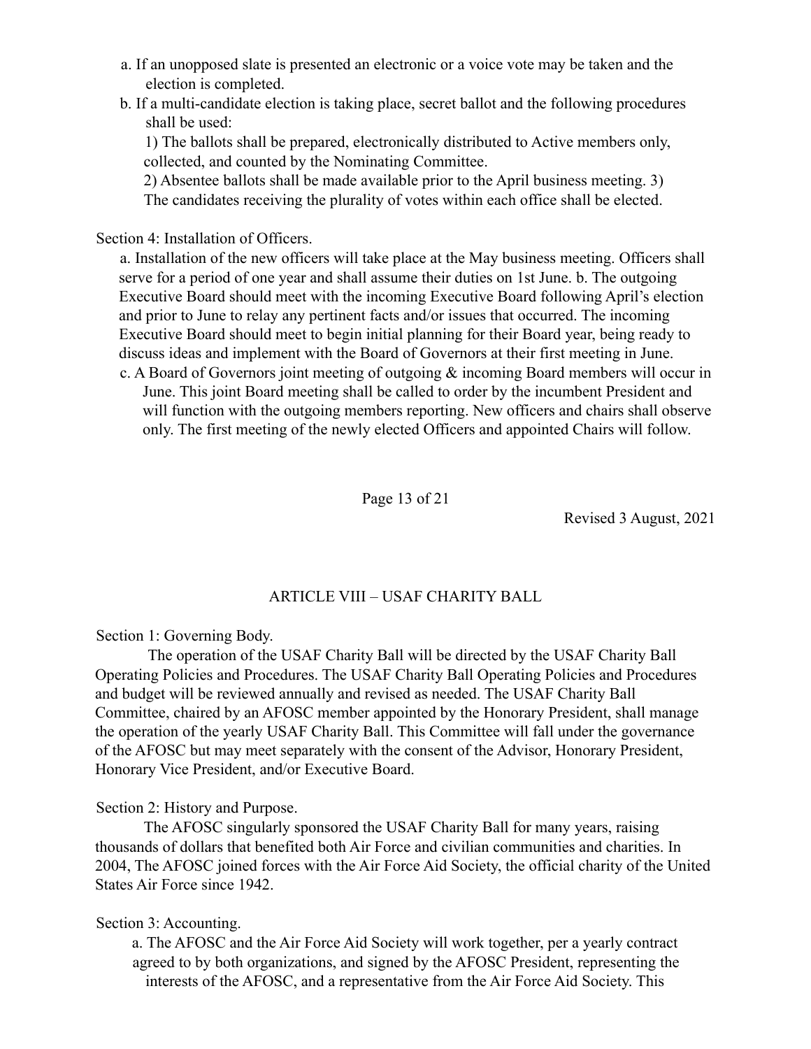a. If an unopposed slate is presented an electronic or a voice vote may be taken and the election is completed.

b. If a multi-candidate election is taking place, secret ballot and the following procedures shall be used:

1) The ballots shall be prepared, electronically distributed to Active members only, collected, and counted by the Nominating Committee.

2) Absentee ballots shall be made available prior to the April business meeting.

3) The candidates receiving the plurality of votes within each office shall be elected.

Section 4: Installation of Officers.

a. Installation of the new officers will take place at the May business meeting. Officers shall serve for a period of one year and shall assume their duties on 1st June.

b. The outgoing Executive Board should meet with the incoming Executive Board following April's election and prior to June to relay any pertinent facts and/or issues that occurred. The incoming Executive Board should meet to begin initial planning for their Board year, being ready to discuss ideas and implement with the Board of Governors at their first meeting in June.

c. A Board of Governors joint meeting of outgoing & incoming Board members will occur in June. This joint Board meeting shall be called to order by the incumbent President and will function with the outgoing members reporting. New officers and chairs shall observe only. The first meeting of the newly elected Officers and appointed Chairs will follow.

## ARTICLE VIII – USAF CHARITY BALL

Section 1: Governing Body.

The operation of the USAF Charity Ball will be directed by the USAF Charity Ball Operating Policies and Procedures. The USAF Charity Ball Operating Policies and Procedures and budget will be reviewed annually and revised as needed. The USAF Charity Ball Committee, chaired by an AFOSC member appointed by the Honorary President, shall manage the operation of the yearly USAF Charity Ball. This Committee will fall under the governance of the AFOSC but may meet separately with the consent of the Advisor, Honorary President, Honorary Vice President, and/or Executive Board.

Section 2: History and Purpose.

The AFOSC singularly sponsored the USAF Charity Ball for many years, raising thousands of dollars that benefited both Air Force and civilian communities and charities. In 2004, The AFOSC joined forces with the Air Force Aid Society, the official charity of the United States Air Force since 1942.

Section 3: Accounting.

a. The AFOSC and the Air Force Aid Society will work together, per a yearly contract agreed to by both organizations, and signed by the AFOSC President, representing the interests of the AFOSC, and a representative from the Air Force Aid Society. This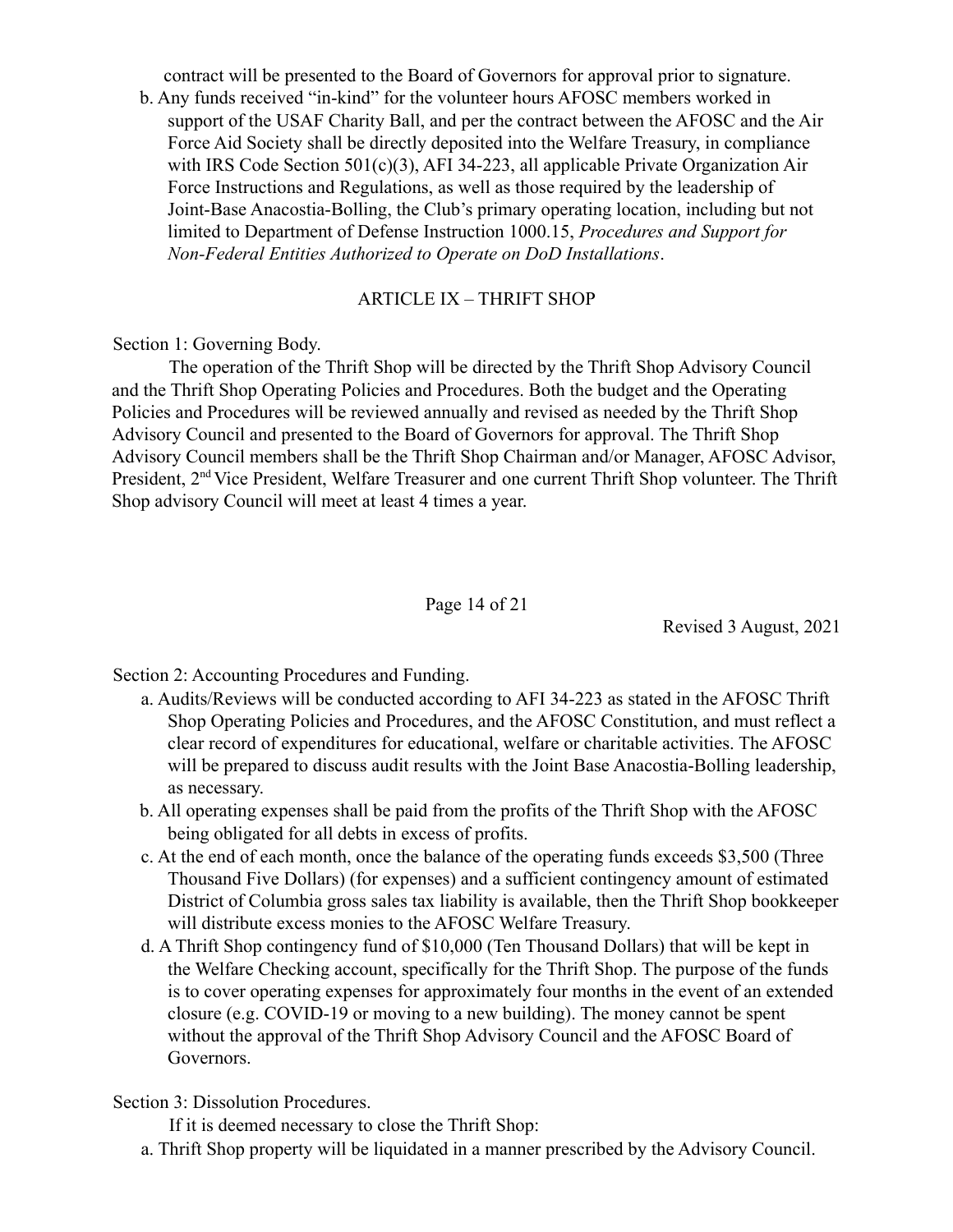contract will be presented to the Board of Governors for approval prior to signature.

b. Any funds received "in-kind" for the volunteer hours AFOSC members worked in support of the USAF Charity Ball, and per the contract between the AFOSC and the Air Force Aid Society shall be directly deposited into the Welfare Treasury, in compliance with IRS Code Section 501(c)(3), AFI 34-223, all applicable Private Organization Air Force Instructions and Regulations, as well as those required by the leadership of Joint-Base Anacostia-Bolling, the Club's primary operating location, including but not limited to Department of Defense Instruction 1000.15, *Procedures and Support for Non-Federal Entities Authorized to Operate on DoD Installations*.

## ARTICLE IX – THRIFT SHOP

Section 1: Governing Body.

The operation of the Thrift Shop will be directed by the Thrift Shop Advisory Council and the Thrift Shop Operating Policies and Procedures. Both the budget and the Operating Policies and Procedures will be reviewed annually and revised as needed by the Thrift Shop Advisory Council and presented to the Board of Governors for approval. The Thrift Shop Advisory Council members shall be the Thrift Shop Chairman and/or Manager, AFOSC Advisor, President, 2nd Vice President, Welfare Treasurer and one current Thrift Shop volunteer. The Thrift Shop advisory Council will meet at least 4 times a year.

Section 2: Accounting Procedures and Funding.

a. Audits/Reviews will be conducted according to AFI 34-223 as stated in the AFOSC Thrift Shop Operating Policies and Procedures, and the AFOSC Constitution, and must reflect a clear record of expenditures for educational, welfare or charitable activities. The AFOSC will be prepared to discuss audit results with the Joint Base Anacostia-Bolling leadership, as necessary.

b. All operating expenses shall be paid from the profits of the Thrift Shop with the AFOSC being obligated for all debts in excess of profits.

c. At the end of each month, once the balance of the operating funds exceeds $3,500 (Three Thousand Five Dollars) (for expenses) and a sufficient contingency amount of estimated District of Columbia gross sales tax liability is available, then the Thrift Shop bookkeeper will distribute excess monies to the AFOSC Welfare Treasury.

d. A Thrift Shop contingency fund of $10,000 (Ten Thousand Dollars) that will be kept in the Welfare Checking account, specifically for the Thrift Shop. The purpose of the funds is to cover operating expenses for approximately four months in the event of an extended closure (e.g. COVID-19 or moving to a new building). The money cannot be spent without the approval of the Thrift Shop Advisory Council and the AFOSC Board of Governors.

Section 3: Dissolution Procedures.

If it is deemed necessary to close the Thrift Shop:

a. Thrift Shop property will be liquidated in a manner prescribed by the Advisory Council.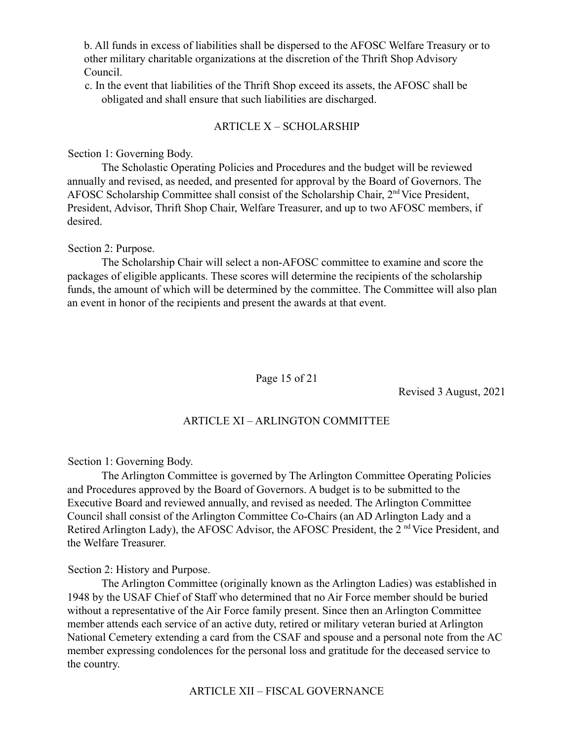b. All funds in excess of liabilities shall be dispersed to the AFOSC Welfare Treasury or to other military charitable organizations at the discretion of the Thrift Shop Advisory Council.

c. In the event that liabilities of the Thrift Shop exceed its assets, the AFOSC shall be obligated and shall ensure that such liabilities are discharged.

## ARTICLE X – SCHOLARSHIP

Section 1: Governing Body.

The Scholastic Operating Policies and Procedures and the budget will be reviewed annually and revised, as needed, and presented for approval by the Board of Governors. The AFOSC Scholarship Committee shall consist of the Scholarship Chair, 2nd Vice President, President, Advisor, Thrift Shop Chair, Welfare Treasurer, and up to two AFOSC members, if desired.

Section 2: Purpose.

The Scholarship Chair will select a non-AFOSC committee to examine and score the packages of eligible applicants. These scores will determine the recipients of the scholarship funds, the amount of which will be determined by the committee. The Committee will also plan an event in honor of the recipients and present the awards at that event.

## ARTICLE XI – ARLINGTON COMMITTEE

Section 1: Governing Body.

The Arlington Committee is governed by The Arlington Committee Operating Policies and Procedures approved by the Board of Governors. A budget is to be submitted to the Executive Board and reviewed annually, and revised as needed. The Arlington Committee Council shall consist of the Arlington Committee Co-Chairs (an AD Arlington Lady and a Retired Arlington Lady), the AFOSC Advisor, the AFOSC President, the 2nd Vice President, and the Welfare Treasurer.

Section 2: History and Purpose.

The Arlington Committee (originally known as the Arlington Ladies) was established in 1948 by the USAF Chief of Staff who determined that no Air Force member should be buried without a representative of the Air Force family present. Since then an Arlington Committee member attends each service of an active duty, retired or military veteran buried at Arlington National Cemetery extending a card from the CSAF and spouse and a personal note from the AC member expressing condolences for the personal loss and gratitude for the deceased service to the country.

## ARTICLE XII – FISCAL GOVERNANCE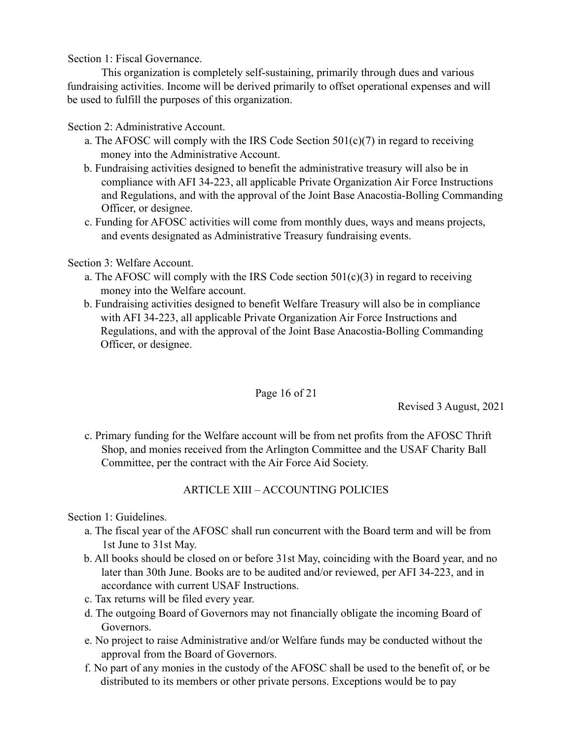Section 1: Fiscal Governance.

This organization is completely self-sustaining, primarily through dues and various fundraising activities. Income will be derived primarily to offset operational expenses and will be used to fulfill the purposes of this organization.

Section 2: Administrative Account.

a. The AFOSC will comply with the IRS Code Section 501(c)(7) in regard to receiving money into the Administrative Account.
b. Fundraising activities designed to benefit the administrative treasury will also be in compliance with AFI 34-223, all applicable Private Organization Air Force Instructions and Regulations, and with the approval of the Joint Base Anacostia-Bolling Commanding Officer, or designee.
c. Funding for AFOSC activities will come from monthly dues, ways and means projects, and events designated as Administrative Treasury fundraising events.

Section 3: Welfare Account.

a. The AFOSC will comply with the IRS Code section 501(c)(3) in regard to receiving money into the Welfare account.
b. Fundraising activities designed to benefit Welfare Treasury will also be in compliance with AFI 34-223, all applicable Private Organization Air Force Instructions and Regulations, and with the approval of the Joint Base Anacostia-Bolling Commanding Officer, or designee.
c. Primary funding for the Welfare account will be from net profits from the AFOSC Thrift Shop, and monies received from the Arlington Committee and the USAF Charity Ball Committee, per the contract with the Air Force Aid Society.

## ARTICLE XIII – ACCOUNTING POLICIES

Section 1: Guidelines.

a. The fiscal year of the AFOSC shall run concurrent with the Board term and will be from 1st June to 31st May.
b. All books should be closed on or before 31st May, coinciding with the Board year, and no later than 30th June. Books are to be audited and/or reviewed, per AFI 34-223, and in accordance with current USAF Instructions.
c. Tax returns will be filed every year.
d. The outgoing Board of Governors may not financially obligate the incoming Board of Governors.
e. No project to raise Administrative and/or Welfare funds may be conducted without the approval from the Board of Governors.
f. No part of any monies in the custody of the AFOSC shall be used to the benefit of, or be distributed to its members or other private persons. Exceptions would be to pay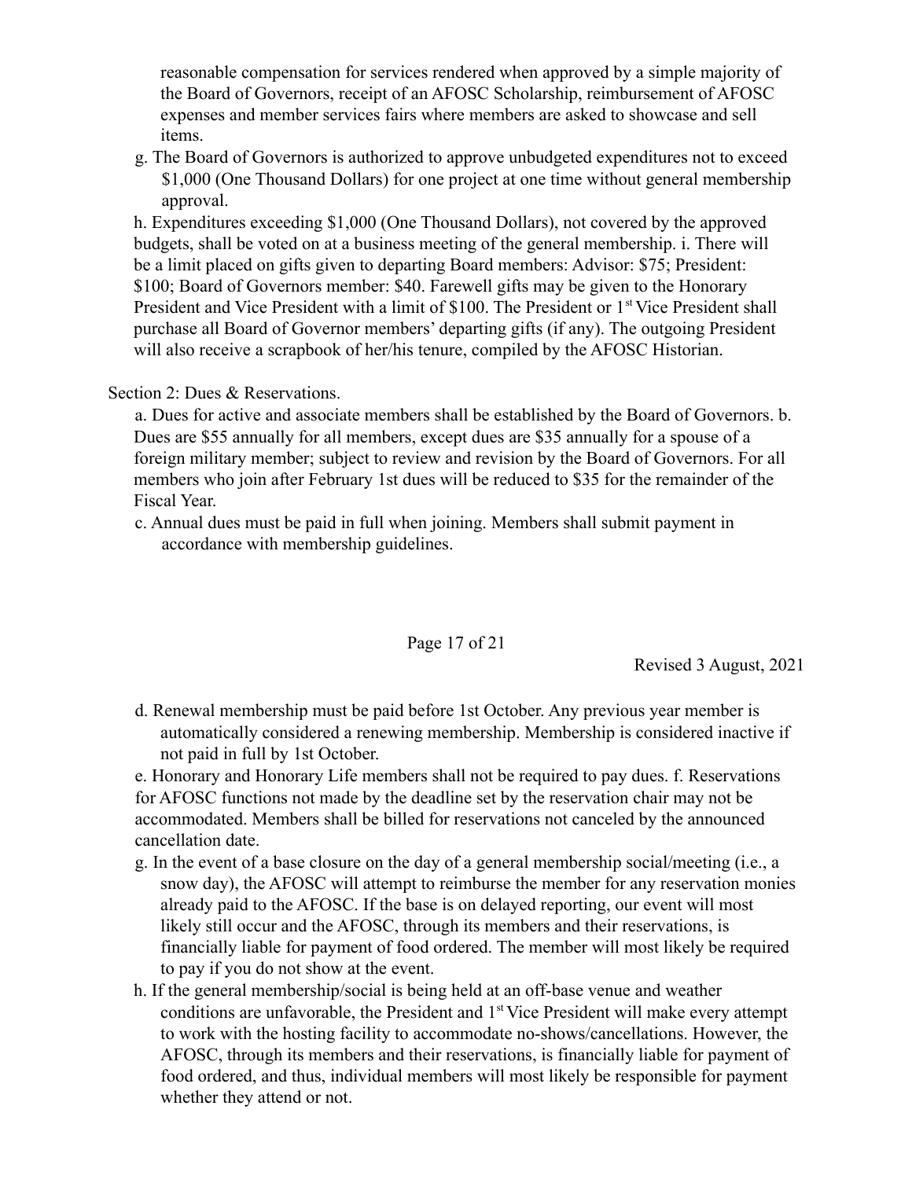reasonable compensation for services rendered when approved by a simple majority of the Board of Governors, receipt of an AFOSC Scholarship, reimbursement of AFOSC expenses and member services fairs where members are asked to showcase and sell items.

g. The Board of Governors is authorized to approve unbudgeted expenditures not to exceed $1,000 (One Thousand Dollars) for one project at one time without general membership approval.

h. Expenditures exceeding $1,000 (One Thousand Dollars), not covered by the approved budgets, shall be voted on at a business meeting of the general membership.

i. There will be a limit placed on gifts given to departing Board members: Advisor: $75; President: $100; Board of Governors member: $40. Farewell gifts may be given to the Honorary President and Vice President with a limit of $100. The President or 1st Vice President shall purchase all Board of Governor members' departing gifts (if any). The outgoing President will also receive a scrapbook of her/his tenure, compiled by the AFOSC Historian.

Section 2: Dues & Reservations.

a. Dues for active and associate members shall be established by the Board of Governors.

b. Dues are $55 annually for all members, except dues are $35 annually for a spouse of a foreign military member; subject to review and revision by the Board of Governors. For all members who join after February 1st dues will be reduced to $35 for the remainder of the Fiscal Year.

c. Annual dues must be paid in full when joining. Members shall submit payment in accordance with membership guidelines.

Revised 3 August, 2021

d. Renewal membership must be paid before 1st October. Any previous year member is automatically considered a renewing membership. Membership is considered inactive if not paid in full by 1st October.

e. Honorary and Honorary Life members shall not be required to pay dues.

f. Reservations for AFOSC functions not made by the deadline set by the reservation chair may not be accommodated. Members shall be billed for reservations not canceled by the announced cancellation date.

g. In the event of a base closure on the day of a general membership social/meeting (i.e., a snow day), the AFOSC will attempt to reimburse the member for any reservation monies already paid to the AFOSC. If the base is on delayed reporting, our event will most likely still occur and the AFOSC, through its members and their reservations, is financially liable for payment of food ordered. The member will most likely be required to pay if you do not show at the event.

h. If the general membership/social is being held at an off-base venue and weather conditions are unfavorable, the President and 1st Vice President will make every attempt to work with the hosting facility to accommodate no-shows/cancellations. However, the AFOSC, through its members and their reservations, is financially liable for payment of food ordered, and thus, individual members will most likely be responsible for payment whether they attend or not.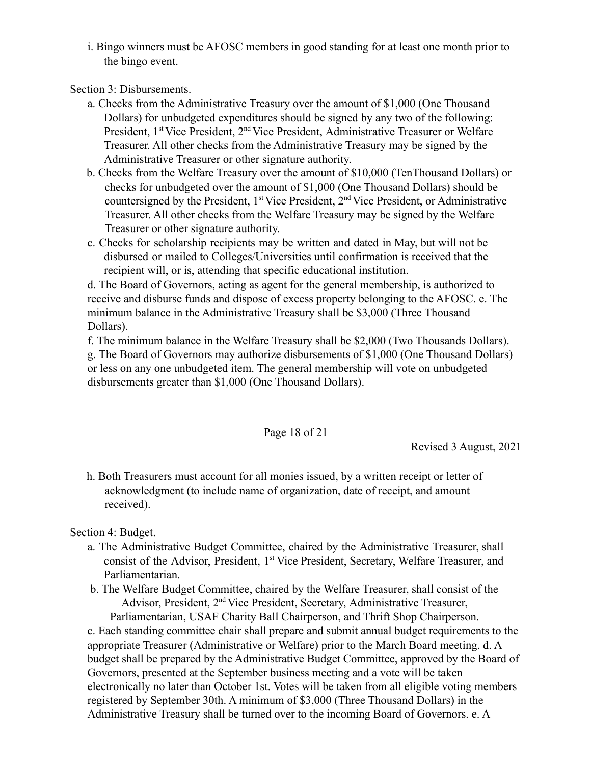i. Bingo winners must be AFOSC members in good standing for at least one month prior to the bingo event.

Section 3: Disbursements.

a. Checks from the Administrative Treasury over the amount of $1,000 (One Thousand Dollars) for unbudgeted expenditures should be signed by any two of the following: President, 1st Vice President, 2nd Vice President, Administrative Treasurer or Welfare Treasurer. All other checks from the Administrative Treasury may be signed by the Administrative Treasurer or other signature authority.

b. Checks from the Welfare Treasury over the amount of $10,000 (TenThousand Dollars) or checks for unbudgeted over the amount of $1,000 (One Thousand Dollars) should be countersigned by the President, 1st Vice President, 2nd Vice President, or Administrative Treasurer. All other checks from the Welfare Treasury may be signed by the Welfare Treasurer or other signature authority.

c. Checks for scholarship recipients may be written and dated in May, but will not be disbursed or mailed to Colleges/Universities until confirmation is received that the recipient will, or is, attending that specific educational institution.

d. The Board of Governors, acting as agent for the general membership, is authorized to receive and disburse funds and dispose of excess property belonging to the AFOSC. e. The minimum balance in the Administrative Treasury shall be $3,000 (Three Thousand Dollars).

f. The minimum balance in the Welfare Treasury shall be $2,000 (Two Thousands Dollars).

g. The Board of Governors may authorize disbursements of $1,000 (One Thousand Dollars) or less on any one unbudgeted item. The general membership will vote on unbudgeted disbursements greater than $1,000 (One Thousand Dollars).

h. Both Treasurers must account for all monies issued, by a written receipt or letter of acknowledgment (to include name of organization, date of receipt, and amount received).

Section 4: Budget.

a. The Administrative Budget Committee, chaired by the Administrative Treasurer, shall consist of the Advisor, President, 1st Vice President, Secretary, Welfare Treasurer, and Parliamentarian.

b. The Welfare Budget Committee, chaired by the Welfare Treasurer, shall consist of the Advisor, President, 2nd Vice President, Secretary, Administrative Treasurer, Parliamentarian, USAF Charity Ball Chairperson, and Thrift Shop Chairperson.

c. Each standing committee chair shall prepare and submit annual budget requirements to the appropriate Treasurer (Administrative or Welfare) prior to the March Board meeting. d. A budget shall be prepared by the Administrative Budget Committee, approved by the Board of Governors, presented at the September business meeting and a vote will be taken electronically no later than October 1st. Votes will be taken from all eligible voting members registered by September 30th. A minimum of $3,000 (Three Thousand Dollars) in the Administrative Treasury shall be turned over to the incoming Board of Governors. e. A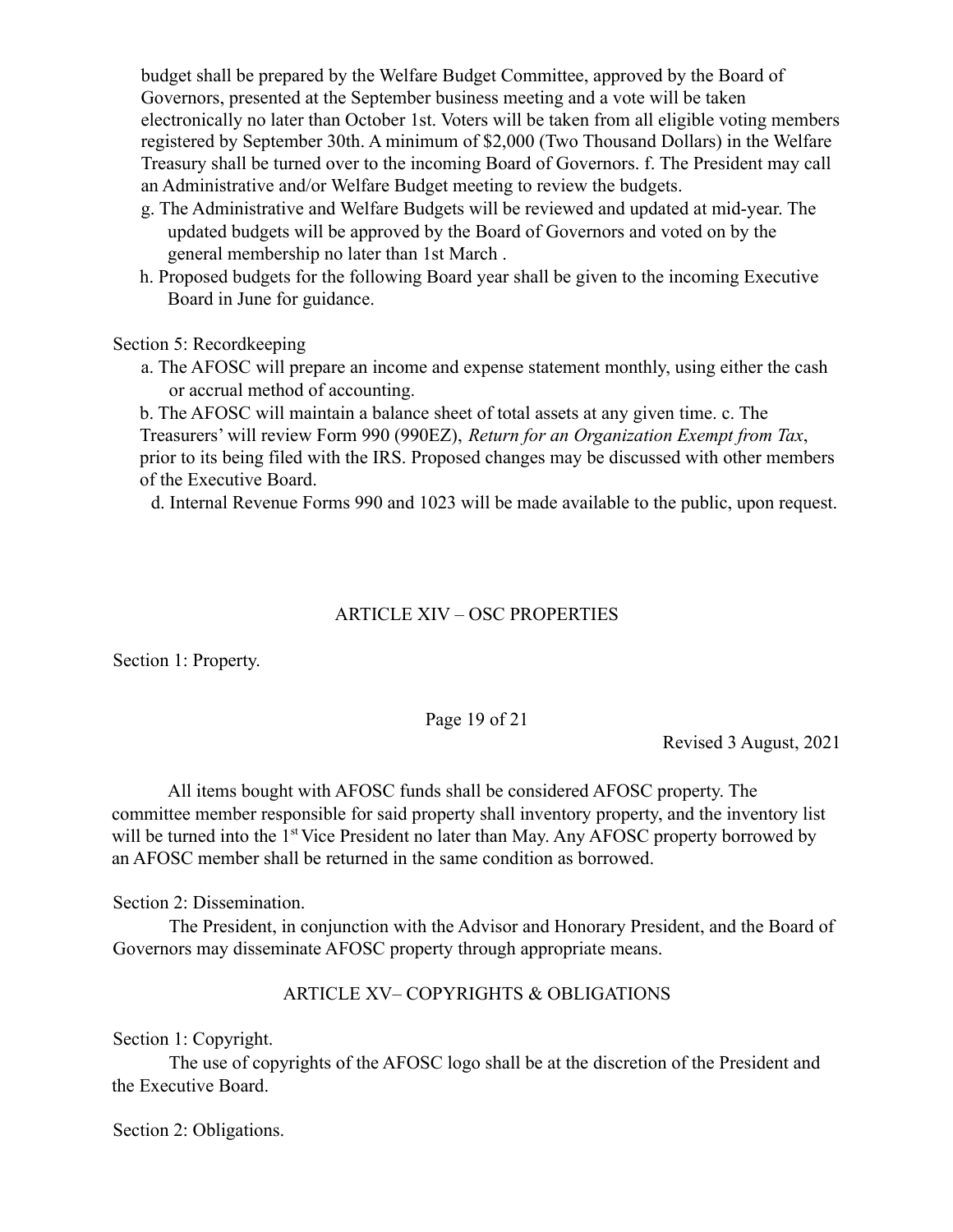budget shall be prepared by the Welfare Budget Committee, approved by the Board of Governors, presented at the September business meeting and a vote will be taken electronically no later than October 1st. Voters will be taken from all eligible voting members registered by September 30th. A minimum of $2,000 (Two Thousand Dollars) in the Welfare Treasury shall be turned over to the incoming Board of Governors. f. The President may call an Administrative and/or Welfare Budget meeting to review the budgets.

g. The Administrative and Welfare Budgets will be reviewed and updated at mid-year. The updated budgets will be approved by the Board of Governors and voted on by the general membership no later than 1st March .

h. Proposed budgets for the following Board year shall be given to the incoming Executive Board in June for guidance.

Section 5: Recordkeeping

a. The AFOSC will prepare an income and expense statement monthly, using either the cash or accrual method of accounting.

b. The AFOSC will maintain a balance sheet of total assets at any given time. c. The Treasurers' will review Form 990 (990EZ), *Return for an Organization Exempt from Tax*, prior to its being filed with the IRS. Proposed changes may be discussed with other members of the Executive Board.

d. Internal Revenue Forms 990 and 1023 will be made available to the public, upon request.

## ARTICLE XIV – OSC PROPERTIES

Section 1: Property.

All items bought with AFOSC funds shall be considered AFOSC property. The committee member responsible for said property shall inventory property, and the inventory list will be turned into the 1st Vice President no later than May. Any AFOSC property borrowed by an AFOSC member shall be returned in the same condition as borrowed.

Section 2: Dissemination.

The President, in conjunction with the Advisor and Honorary President, and the Board of Governors may disseminate AFOSC property through appropriate means.

## ARTICLE XV– COPYRIGHTS & OBLIGATIONS

Section 1: Copyright.

The use of copyrights of the AFOSC logo shall be at the discretion of the President and the Executive Board.

Section 2: Obligations.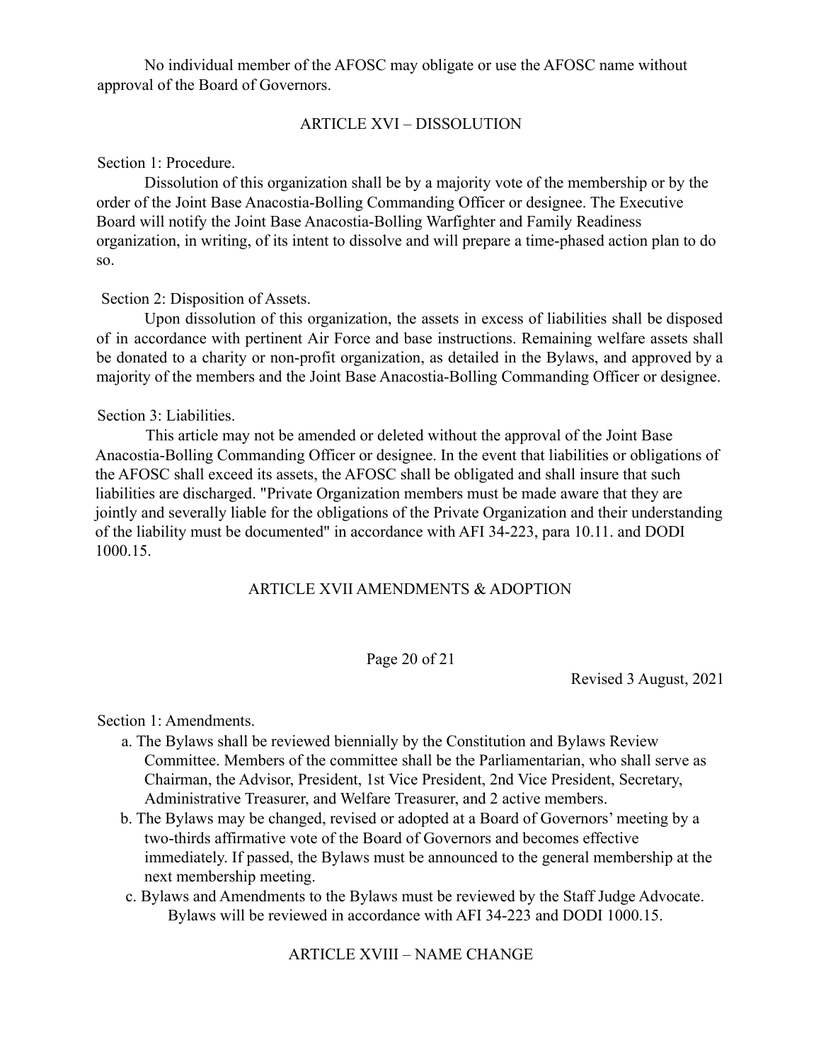No individual member of the AFOSC may obligate or use the AFOSC name without approval of the Board of Governors.

## ARTICLE XVI – DISSOLUTION

Section 1: Procedure.

Dissolution of this organization shall be by a majority vote of the membership or by the order of the Joint Base Anacostia-Bolling Commanding Officer or designee. The Executive Board will notify the Joint Base Anacostia-Bolling Warfighter and Family Readiness organization, in writing, of its intent to dissolve and will prepare a time-phased action plan to do so.

Section 2: Disposition of Assets.

Upon dissolution of this organization, the assets in excess of liabilities shall be disposed of in accordance with pertinent Air Force and base instructions. Remaining welfare assets shall be donated to a charity or non-profit organization, as detailed in the Bylaws, and approved by a majority of the members and the Joint Base Anacostia-Bolling Commanding Officer or designee.

Section 3: Liabilities.

This article may not be amended or deleted without the approval of the Joint Base Anacostia-Bolling Commanding Officer or designee. In the event that liabilities or obligations of the AFOSC shall exceed its assets, the AFOSC shall be obligated and shall insure that such liabilities are discharged. "Private Organization members must be made aware that they are jointly and severally liable for the obligations of the Private Organization and their understanding of the liability must be documented" in accordance with AFI 34-223, para 10.11. and DODI 1000.15.

## ARTICLE XVII AMENDMENTS & ADOPTION

Section 1: Amendments.

a. The Bylaws shall be reviewed biennially by the Constitution and Bylaws Review Committee. Members of the committee shall be the Parliamentarian, who shall serve as Chairman, the Advisor, President, 1st Vice President, 2nd Vice President, Secretary, Administrative Treasurer, and Welfare Treasurer, and 2 active members.

b. The Bylaws may be changed, revised or adopted at a Board of Governors' meeting by a two-thirds affirmative vote of the Board of Governors and becomes effective immediately. If passed, the Bylaws must be announced to the general membership at the next membership meeting.

c. Bylaws and Amendments to the Bylaws must be reviewed by the Staff Judge Advocate. Bylaws will be reviewed in accordance with AFI 34-223 and DODI 1000.15.

## ARTICLE XVIII – NAME CHANGE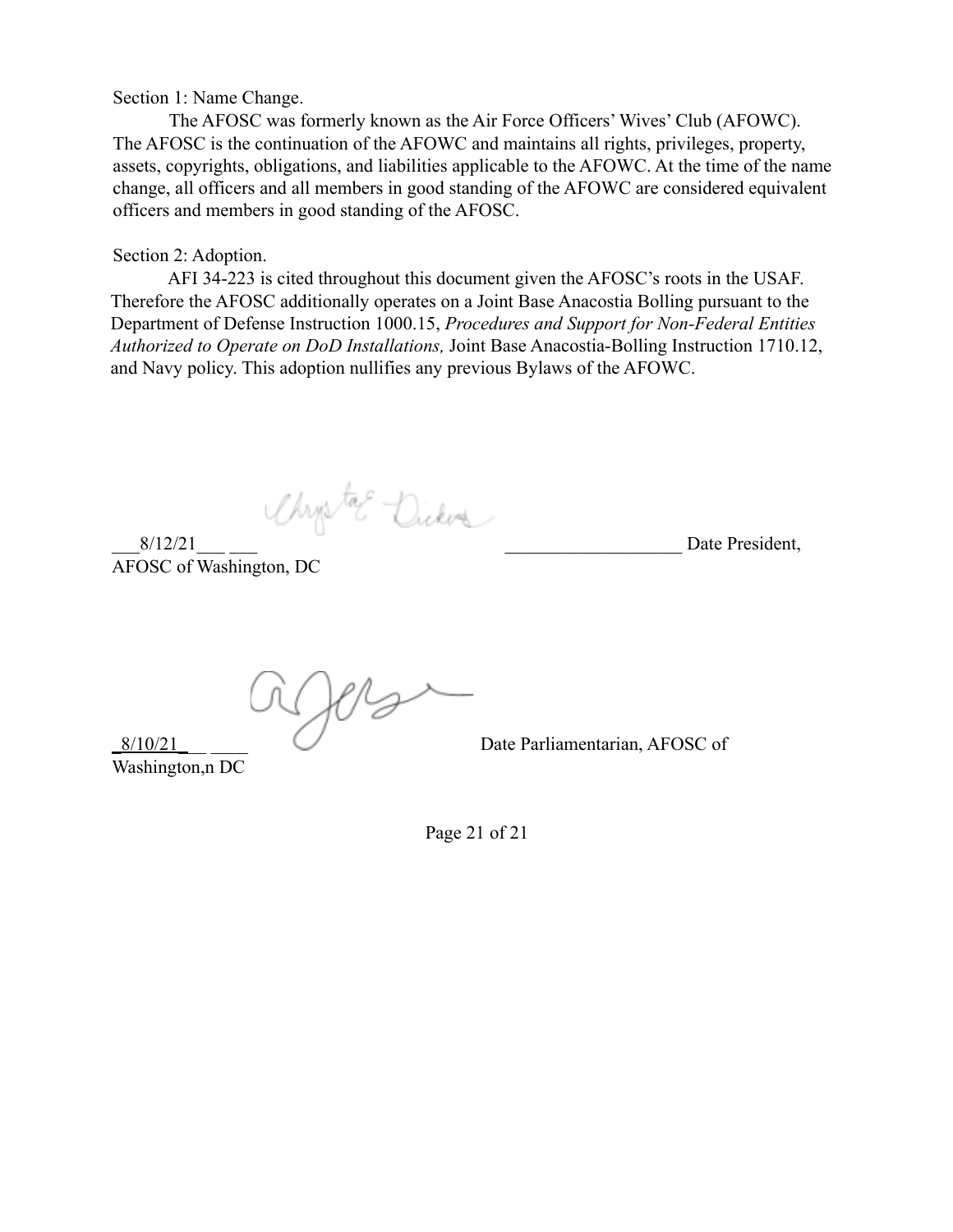Section 1: Name Change.

The AFOSC was formerly known as the Air Force Officers' Wives' Club (AFOWC). The AFOSC is the continuation of the AFOWC and maintains all rights, privileges, property, assets, copyrights, obligations, and liabilities applicable to the AFOWC. At the time of the name change, all officers and all members in good standing of the AFOWC are considered equivalent officers and members in good standing of the AFOSC.

Section 2: Adoption.

AFI 34-223 is cited throughout this document given the AFOSC's roots in the USAF. Therefore the AFOSC additionally operates on a Joint Base Anacostia Bolling pursuant to the Department of Defense Instruction 1000.15, *Procedures and Support for Non-Federal Entities Authorized to Operate on DoD Installations,* Joint Base Anacostia-Bolling Instruction 1710.12, and Navy policy. This adoption nullifies any previous Bylaws of the AFOWC.

___8/12/21___ ___ ___________________ Date President, AFOSC of Washington, DC

_8/10/21___ ____ Date Parliamentarian, AFOSC of Washington,n DC